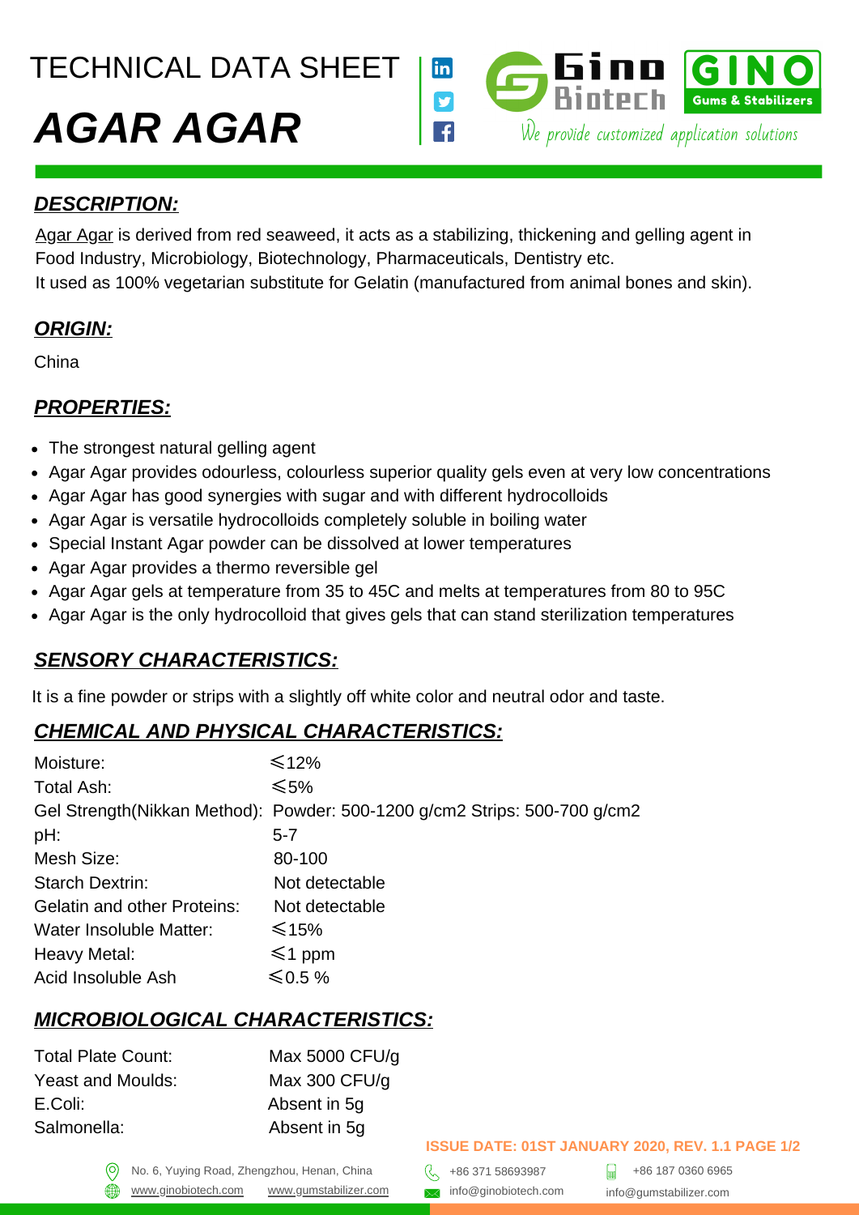# TECHNICAL DATA SHEET

# *AGAR AGAR*

Ginn Biotech | GINO Gums & Stabilizers

We provide customized application solutions

## ***DESCRIPTION:***

Agar Agar is derived from red seaweed, it acts as a stabilizing, thickening and gelling agent in Food Industry, Microbiology, Biotechnology, Pharmaceuticals, Dentistry etc.
It used as 100% vegetarian substitute for Gelatin (manufactured from animal bones and skin).

## ***ORIGIN:***

China

## ***PROPERTIES:***

- The strongest natural gelling agent
- Agar Agar provides odourless, colourless superior quality gels even at very low concentrations
- Agar Agar has good synergies with sugar and with different hydrocolloids
- Agar Agar is versatile hydrocolloids completely soluble in boiling water
- Special Instant Agar powder can be dissolved at lower temperatures
- Agar Agar provides a thermo reversible gel
- Agar Agar gels at temperature from 35 to 45C and melts at temperatures from 80 to 95C
- Agar Agar is the only hydrocolloid that gives gels that can stand sterilization temperatures

## ***SENSORY CHARACTERISTICS:***

It is a fine powder or strips with a slightly off white color and neutral odor and taste.

## ***CHEMICAL AND PHYSICAL CHARACTERISTICS:***

| | |
|---|---|
| Moisture: | ≤12% |
| Total Ash: | ≤5% |
| Gel Strength(Nikkan Method): | Powder: 500-1200 g/cm2 Strips: 500-700 g/cm2 |
| pH: | 5-7 |
| Mesh Size: | 80-100 |
| Starch Dextrin: | Not detectable |
| Gelatin and other Proteins: | Not detectable |
| Water Insoluble Matter: | ≤15% |
| Heavy Metal: | ≤1 ppm |
| Acid Insoluble Ash | ≤0.5 % |

## ***MICROBIOLOGICAL CHARACTERISTICS:***

| | |
|---|---|
| Total Plate Count: | Max 5000 CFU/g |
| Yeast and Moulds: | Max 300 CFU/g |
| E.Coli: | Absent in 5g |
| Salmonella: | Absent in 5g |

**ISSUE DATE: 01ST JANUARY 2020, REV. 1.1**

No. 6, Yuying Road, Zhengzhou, Henan, China
www.ginobiotech.com www.gumstabilizer.com
+86 371 58693987 info@ginobiotech.com
+86 187 0360 6965 info@gumstabilizer.com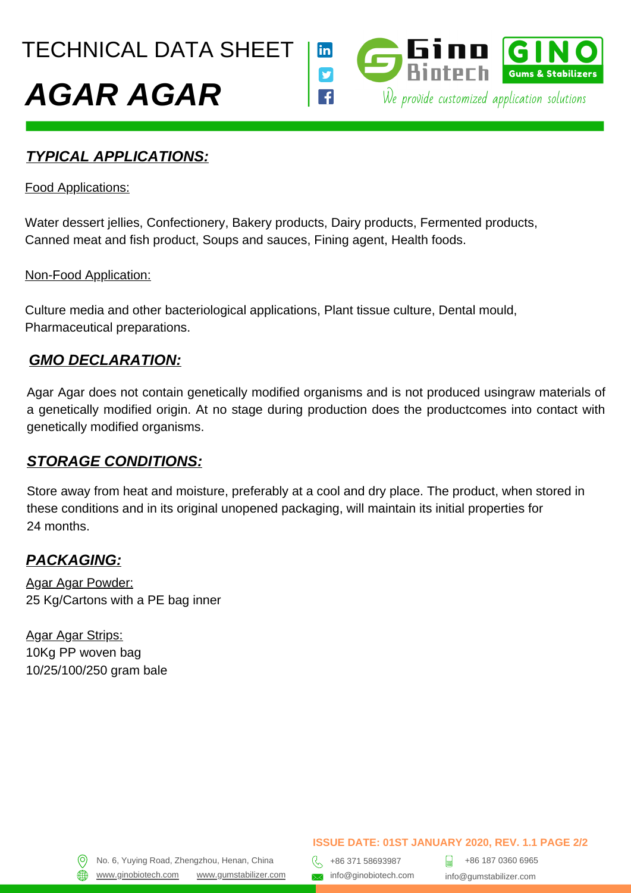# TECHNICAL DATA SHEET

# *AGAR AGAR*

Gino Biotech — GINO Gums & Stabilizers

We provide customized application solutions

## ***TYPICAL APPLICATIONS:***

Food Applications:

Water dessert jellies, Confectionery, Bakery products, Dairy products, Fermented products, Canned meat and fish product, Soups and sauces, Fining agent, Health foods.

Non-Food Application:

Culture media and other bacteriological applications, Plant tissue culture, Dental mould, Pharmaceutical preparations.

## ***GMO DECLARATION:***

Agar Agar does not contain genetically modified organisms and is not produced usingraw materials of a genetically modified origin. At no stage during production does the productcomes into contact with genetically modified organisms.

## ***STORAGE CONDITIONS:***

Store away from heat and moisture, preferably at a cool and dry place. The product, when stored in these conditions and in its original unopened packaging, will maintain its initial properties for 24 months.

## ***PACKAGING:***

Agar Agar Powder:
25 Kg/Cartons with a PE bag inner

Agar Agar Strips:
10Kg PP woven bag
10/25/100/250 gram bale

ISSUE DATE: 01ST JANUARY 2020, REV. 1.1

No. 6, Yuying Road, Zhengzhou, Henan, China
www.ginobiotech.com www.gumstabilizer.com
+86 371 58693987
info@ginobiotech.com
+86 187 0360 6965
info@gumstabilizer.com